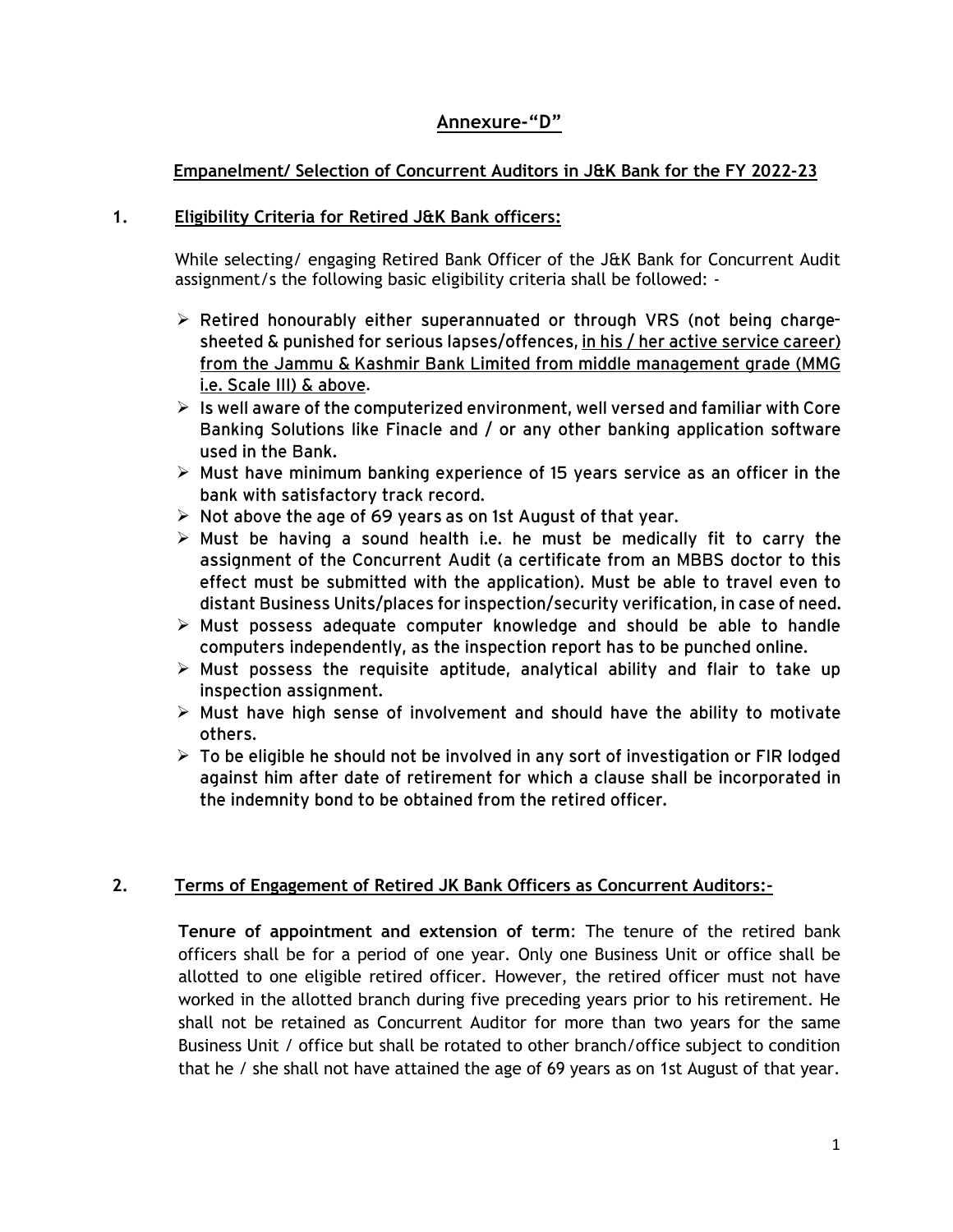# Annexure-"D"

## Empanelment/ Selection of Concurrent Auditors in J&K Bank for the FY 2022-23

### 1. Eligibility Criteria for Retired J&K Bank officers:

While selecting/ engaging Retired Bank Officer of the J&K Bank for Concurrent Audit assignment/s the following basic eligibility criteria shall be followed: -

- Retired honourably either superannuated or through VRS (not being charge-sheeted & punished for serious lapses/offences, in his / her active service career) from the Jammu & Kashmir Bank Limited from middle management grade (MMG i.e. Scale III) & above.
- Is well aware of the computerized environment, well versed and familiar with Core Banking Solutions like Finacle and / or any other banking application software used in the Bank.
- Must have minimum banking experience of 15 years service as an officer in the bank with satisfactory track record.
- Not above the age of 69 years as on 1st August of that year.
- Must be having a sound health i.e. he must be medically fit to carry the assignment of the Concurrent Audit (a certificate from an MBBS doctor to this effect must be submitted with the application). Must be able to travel even to distant Business Units/places for inspection/security verification, in case of need.
- Must possess adequate computer knowledge and should be able to handle computers independently, as the inspection report has to be punched online.
- Must possess the requisite aptitude, analytical ability and flair to take up inspection assignment.
- Must have high sense of involvement and should have the ability to motivate others.
- To be eligible he should not be involved in any sort of investigation or FIR lodged against him after date of retirement for which a clause shall be incorporated in the indemnity bond to be obtained from the retired officer.

### 2. Terms of Engagement of Retired JK Bank Officers as Concurrent Auditors:-

**Tenure of appointment and extension of term**: The tenure of the retired bank officers shall be for a period of one year. Only one Business Unit or office shall be allotted to one eligible retired officer. However, the retired officer must not have worked in the allotted branch during five preceding years prior to his retirement. He shall not be retained as Concurrent Auditor for more than two years for the same Business Unit / office but shall be rotated to other branch/office subject to condition that he / she shall not have attained the age of 69 years as on 1st August of that year.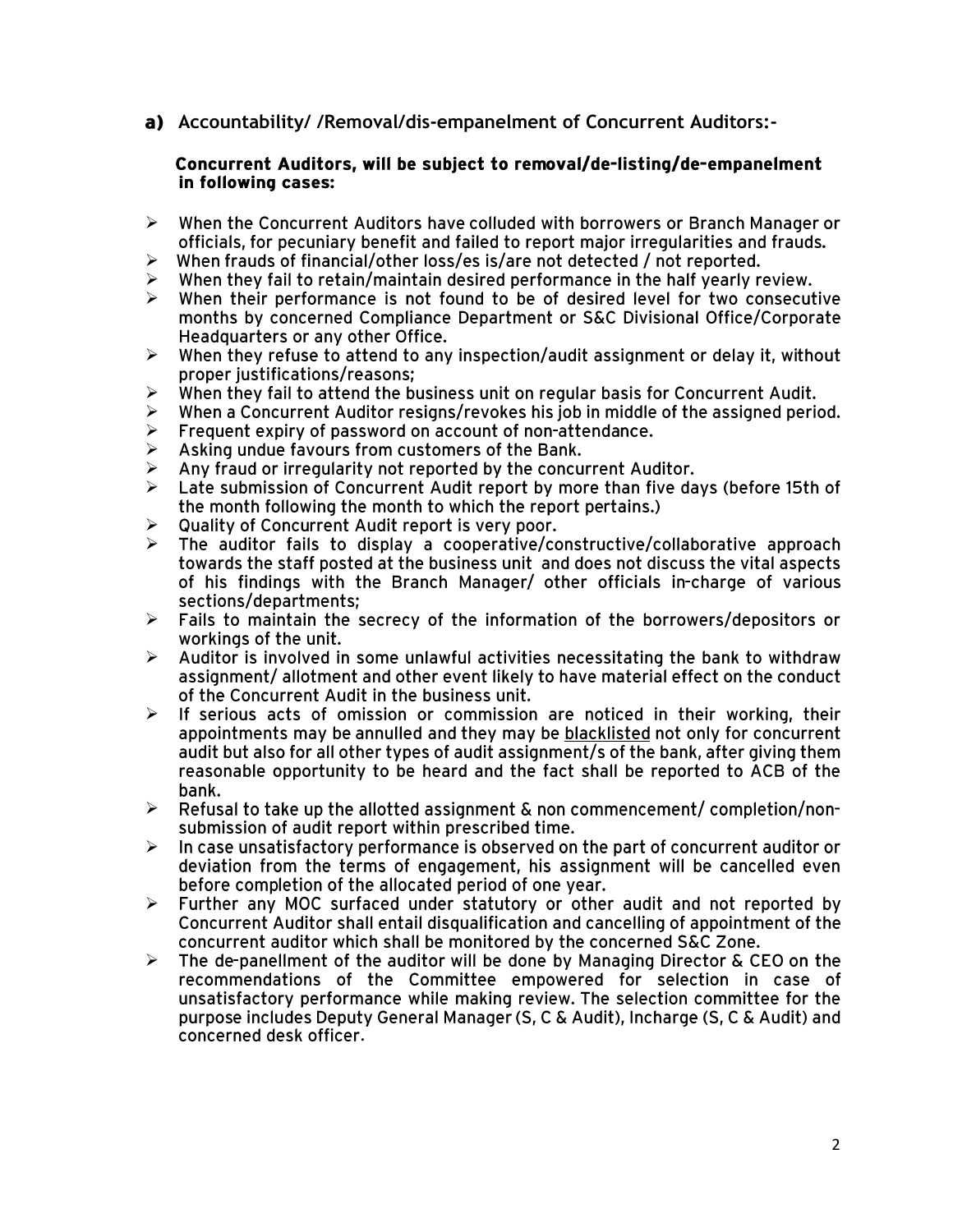**a)** Accountability/ /Removal/dis-empanelment of Concurrent Auditors:-

**Concurrent Auditors, will be subject to removal/de-listing/de-empanelment in following cases:**

- When the Concurrent Auditors have colluded with borrowers or Branch Manager or officials, for pecuniary benefit and failed to report major irregularities and frauds.
- When frauds of financial/other loss/es is/are not detected / not reported.
- When they fail to retain/maintain desired performance in the half yearly review.
- When their performance is not found to be of desired level for two consecutive months by concerned Compliance Department or S&C Divisional Office/Corporate Headquarters or any other Office.
- When they refuse to attend to any inspection/audit assignment or delay it, without proper justifications/reasons;
- When they fail to attend the business unit on regular basis for Concurrent Audit.
- When a Concurrent Auditor resigns/revokes his job in middle of the assigned period.
- Frequent expiry of password on account of non-attendance.
- Asking undue favours from customers of the Bank.
- Any fraud or irregularity not reported by the concurrent Auditor.
- Late submission of Concurrent Audit report by more than five days (before 15th of the month following the month to which the report pertains.)
- Quality of Concurrent Audit report is very poor.
- The auditor fails to display a cooperative/constructive/collaborative approach towards the staff posted at the business unit and does not discuss the vital aspects of his findings with the Branch Manager/ other officials in-charge of various sections/departments;
- Fails to maintain the secrecy of the information of the borrowers/depositors or workings of the unit.
- Auditor is involved in some unlawful activities necessitating the bank to withdraw assignment/ allotment and other event likely to have material effect on the conduct of the Concurrent Audit in the business unit.
- If serious acts of omission or commission are noticed in their working, their appointments may be annulled and they may be <u>blacklisted</u> not only for concurrent audit but also for all other types of audit assignment/s of the bank, after giving them reasonable opportunity to be heard and the fact shall be reported to ACB of the bank.
- Refusal to take up the allotted assignment & non commencement/ completion/non-submission of audit report within prescribed time.
- In case unsatisfactory performance is observed on the part of concurrent auditor or deviation from the terms of engagement, his assignment will be cancelled even before completion of the allocated period of one year.
- Further any MOC surfaced under statutory or other audit and not reported by Concurrent Auditor shall entail disqualification and cancelling of appointment of the concurrent auditor which shall be monitored by the concerned S&C Zone.
- The de-panellment of the auditor will be done by Managing Director & CEO on the recommendations of the Committee empowered for selection in case of unsatisfactory performance while making review. The selection committee for the purpose includes Deputy General Manager (S, C & Audit), Incharge (S, C & Audit) and concerned desk officer.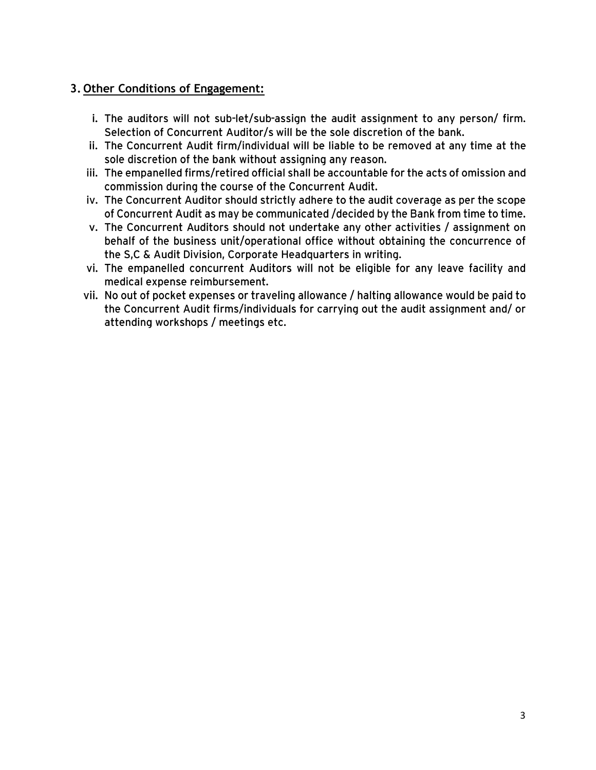## 3. Other Conditions of Engagement:

i. The auditors will not sub-let/sub-assign the audit assignment to any person/ firm. Selection of Concurrent Auditor/s will be the sole discretion of the bank.

ii. The Concurrent Audit firm/individual will be liable to be removed at any time at the sole discretion of the bank without assigning any reason.

iii. The empanelled firms/retired official shall be accountable for the acts of omission and commission during the course of the Concurrent Audit.

iv. The Concurrent Auditor should strictly adhere to the audit coverage as per the scope of Concurrent Audit as may be communicated /decided by the Bank from time to time.

v. The Concurrent Auditors should not undertake any other activities / assignment on behalf of the business unit/operational office without obtaining the concurrence of the S,C & Audit Division, Corporate Headquarters in writing.

vi. The empanelled concurrent Auditors will not be eligible for any leave facility and medical expense reimbursement.

vii. No out of pocket expenses or traveling allowance / halting allowance would be paid to the Concurrent Audit firms/individuals for carrying out the audit assignment and/ or attending workshops / meetings etc.